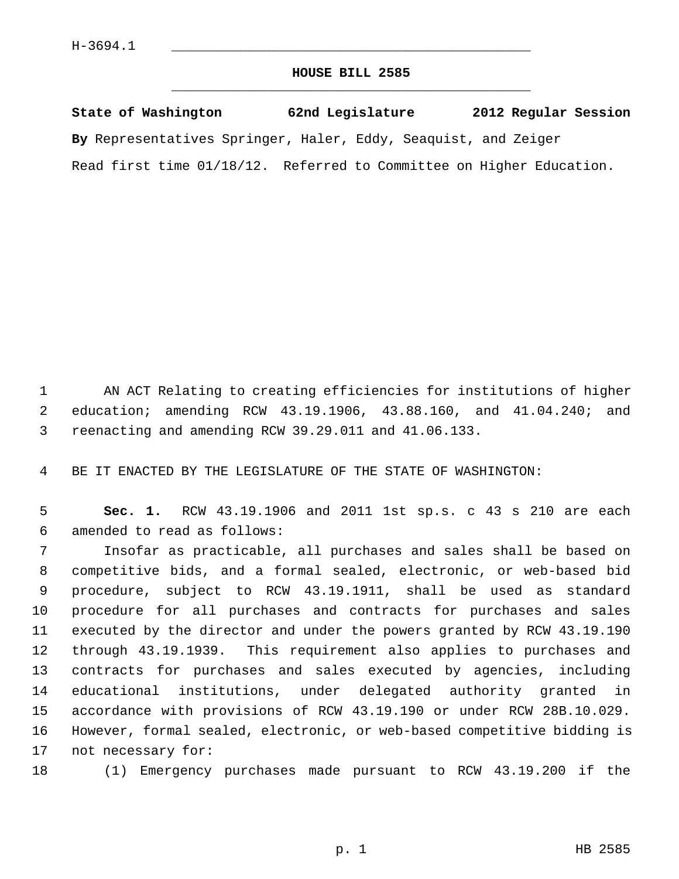H-3694.1

# HOUSE BILL 2585

**State of Washington 62nd Legislature 2012 Regular Session**

**By** Representatives Springer, Haler, Eddy, Seaquist, and Zeiger

Read first time 01/18/12. Referred to Committee on Higher Education.

AN ACT Relating to creating efficiencies for institutions of higher education; amending RCW 43.19.1906, 43.88.160, and 41.04.240; and reenacting and amending RCW 39.29.011 and 41.06.133.

BE IT ENACTED BY THE LEGISLATURE OF THE STATE OF WASHINGTON:

**Sec. 1.** RCW 43.19.1906 and 2011 1st sp.s. c 43 s 210 are each amended to read as follows:

Insofar as practicable, all purchases and sales shall be based on competitive bids, and a formal sealed, electronic, or web-based bid procedure, subject to RCW 43.19.1911, shall be used as standard procedure for all purchases and contracts for purchases and sales executed by the director and under the powers granted by RCW 43.19.190 through 43.19.1939. This requirement also applies to purchases and contracts for purchases and sales executed by agencies, including educational institutions, under delegated authority granted in accordance with provisions of RCW 43.19.190 or under RCW 28B.10.029. However, formal sealed, electronic, or web-based competitive bidding is not necessary for:

(1) Emergency purchases made pursuant to RCW 43.19.200 if the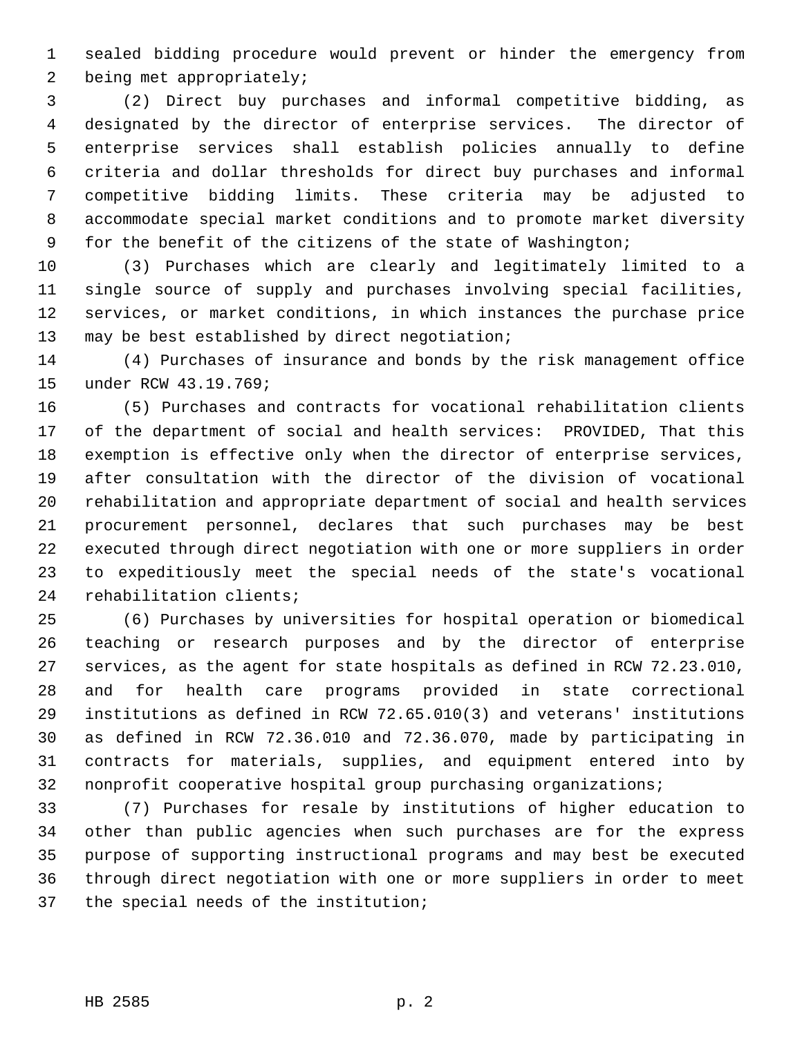sealed bidding procedure would prevent or hinder the emergency from being met appropriately;

(2) Direct buy purchases and informal competitive bidding, as designated by the director of enterprise services. The director of enterprise services shall establish policies annually to define criteria and dollar thresholds for direct buy purchases and informal competitive bidding limits. These criteria may be adjusted to accommodate special market conditions and to promote market diversity for the benefit of the citizens of the state of Washington;

(3) Purchases which are clearly and legitimately limited to a single source of supply and purchases involving special facilities, services, or market conditions, in which instances the purchase price may be best established by direct negotiation;

(4) Purchases of insurance and bonds by the risk management office under RCW 43.19.769;

(5) Purchases and contracts for vocational rehabilitation clients of the department of social and health services: PROVIDED, That this exemption is effective only when the director of enterprise services, after consultation with the director of the division of vocational rehabilitation and appropriate department of social and health services procurement personnel, declares that such purchases may be best executed through direct negotiation with one or more suppliers in order to expeditiously meet the special needs of the state's vocational rehabilitation clients;

(6) Purchases by universities for hospital operation or biomedical teaching or research purposes and by the director of enterprise services, as the agent for state hospitals as defined in RCW 72.23.010, and for health care programs provided in state correctional institutions as defined in RCW 72.65.010(3) and veterans' institutions as defined in RCW 72.36.010 and 72.36.070, made by participating in contracts for materials, supplies, and equipment entered into by nonprofit cooperative hospital group purchasing organizations;

(7) Purchases for resale by institutions of higher education to other than public agencies when such purchases are for the express purpose of supporting instructional programs and may best be executed through direct negotiation with one or more suppliers in order to meet the special needs of the institution;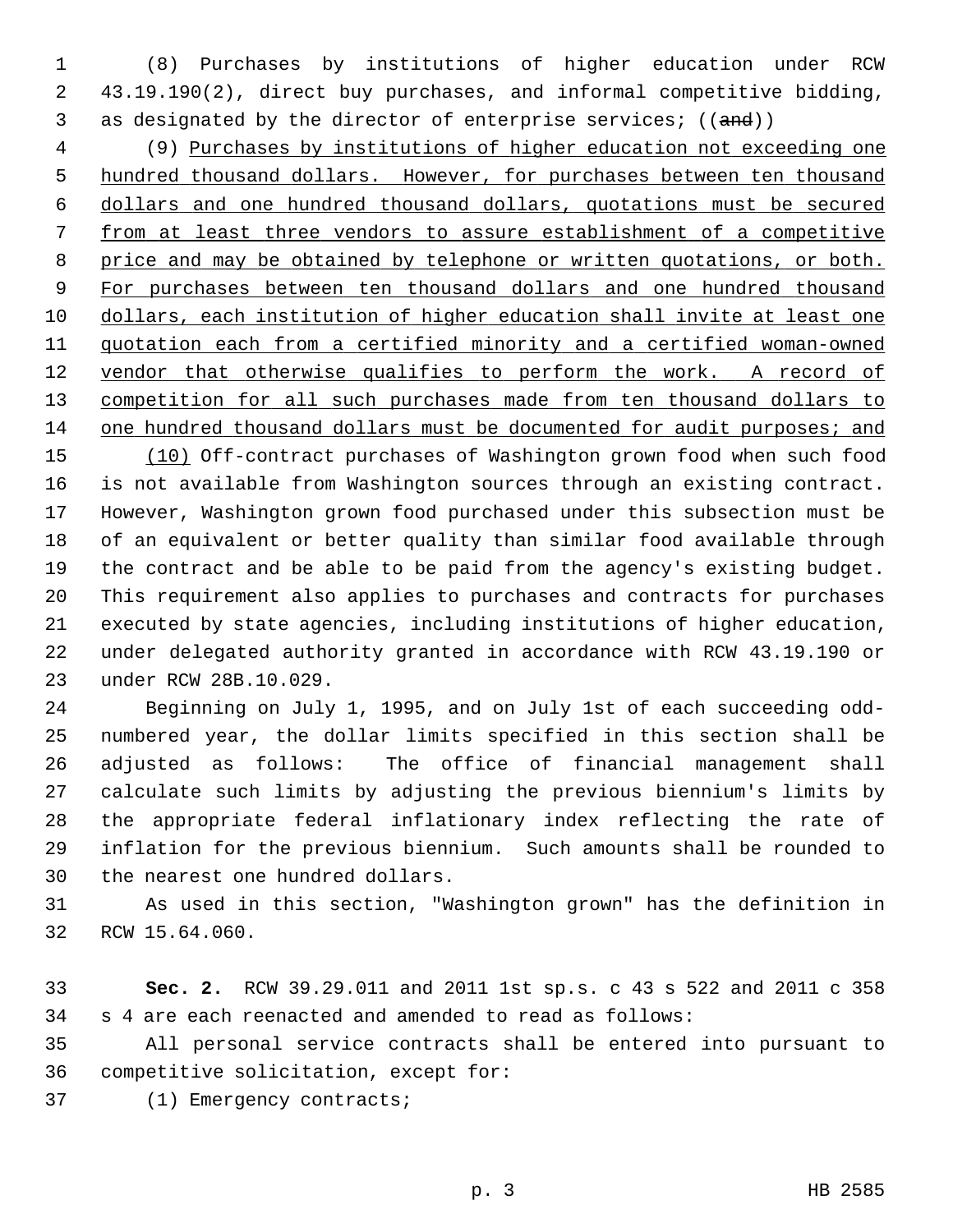(8) Purchases by institutions of higher education under RCW 43.19.190(2), direct buy purchases, and informal competitive bidding, as designated by the director of enterprise services; ((~~and~~))

(9) <u>Purchases by institutions of higher education not exceeding one hundred thousand dollars. However, for purchases between ten thousand dollars and one hundred thousand dollars, quotations must be secured from at least three vendors to assure establishment of a competitive price and may be obtained by telephone or written quotations, or both. For purchases between ten thousand dollars and one hundred thousand dollars, each institution of higher education shall invite at least one quotation each from a certified minority and a certified woman-owned vendor that otherwise qualifies to perform the work. A record of competition for all such purchases made from ten thousand dollars to one hundred thousand dollars must be documented for audit purposes; and</u>

<u>(10)</u> Off-contract purchases of Washington grown food when such food is not available from Washington sources through an existing contract. However, Washington grown food purchased under this subsection must be of an equivalent or better quality than similar food available through the contract and be able to be paid from the agency's existing budget. This requirement also applies to purchases and contracts for purchases executed by state agencies, including institutions of higher education, under delegated authority granted in accordance with RCW 43.19.190 or under RCW 28B.10.029.

Beginning on July 1, 1995, and on July 1st of each succeeding odd-numbered year, the dollar limits specified in this section shall be adjusted as follows: The office of financial management shall calculate such limits by adjusting the previous biennium's limits by the appropriate federal inflationary index reflecting the rate of inflation for the previous biennium. Such amounts shall be rounded to the nearest one hundred dollars.

As used in this section, "Washington grown" has the definition in RCW 15.64.060.

**Sec. 2.** RCW 39.29.011 and 2011 1st sp.s. c 43 s 522 and 2011 c 358 s 4 are each reenacted and amended to read as follows:

All personal service contracts shall be entered into pursuant to competitive solicitation, except for:

(1) Emergency contracts;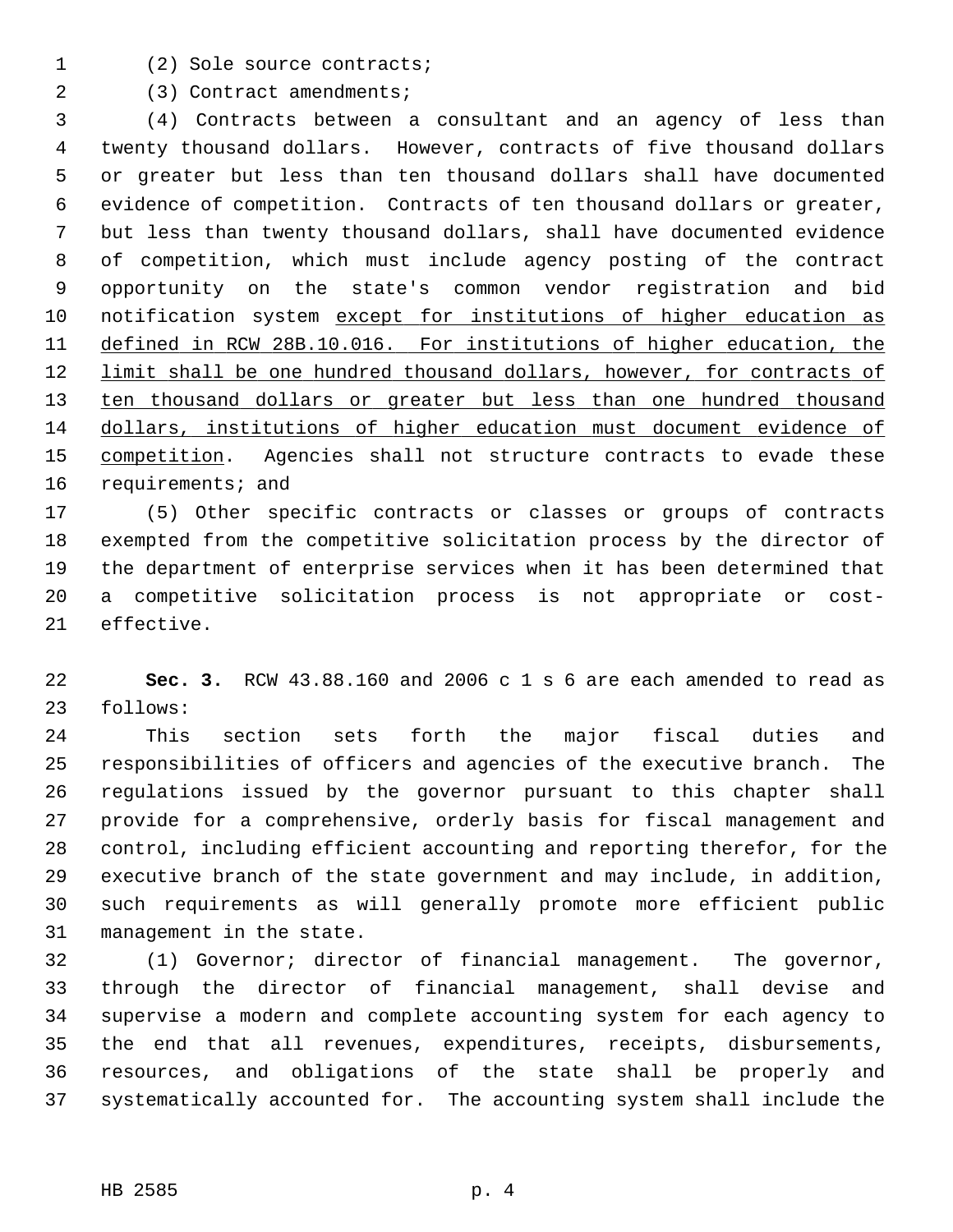(2) Sole source contracts;

(3) Contract amendments;

(4) Contracts between a consultant and an agency of less than twenty thousand dollars. However, contracts of five thousand dollars or greater but less than ten thousand dollars shall have documented evidence of competition. Contracts of ten thousand dollars or greater, but less than twenty thousand dollars, shall have documented evidence of competition, which must include agency posting of the contract opportunity on the state's common vendor registration and bid notification system <u>except for institutions of higher education as defined in RCW 28B.10.016. For institutions of higher education, the limit shall be one hundred thousand dollars, however, for contracts of ten thousand dollars or greater but less than one hundred thousand dollars, institutions of higher education must document evidence of competition</u>. Agencies shall not structure contracts to evade these requirements; and

(5) Other specific contracts or classes or groups of contracts exempted from the competitive solicitation process by the director of the department of enterprise services when it has been determined that a competitive solicitation process is not appropriate or cost-effective.

**Sec. 3.** RCW 43.88.160 and 2006 c 1 s 6 are each amended to read as follows:

This section sets forth the major fiscal duties and responsibilities of officers and agencies of the executive branch. The regulations issued by the governor pursuant to this chapter shall provide for a comprehensive, orderly basis for fiscal management and control, including efficient accounting and reporting therefor, for the executive branch of the state government and may include, in addition, such requirements as will generally promote more efficient public management in the state.

(1) Governor; director of financial management. The governor, through the director of financial management, shall devise and supervise a modern and complete accounting system for each agency to the end that all revenues, expenditures, receipts, disbursements, resources, and obligations of the state shall be properly and systematically accounted for. The accounting system shall include the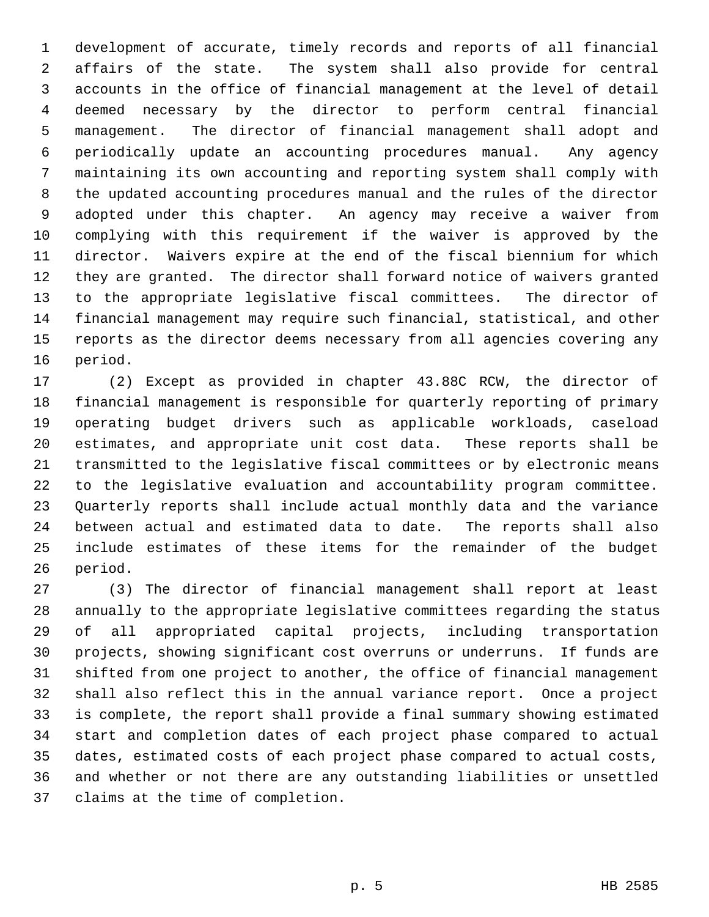development of accurate, timely records and reports of all financial affairs of the state. The system shall also provide for central accounts in the office of financial management at the level of detail deemed necessary by the director to perform central financial management. The director of financial management shall adopt and periodically update an accounting procedures manual. Any agency maintaining its own accounting and reporting system shall comply with the updated accounting procedures manual and the rules of the director adopted under this chapter. An agency may receive a waiver from complying with this requirement if the waiver is approved by the director. Waivers expire at the end of the fiscal biennium for which they are granted. The director shall forward notice of waivers granted to the appropriate legislative fiscal committees. The director of financial management may require such financial, statistical, and other reports as the director deems necessary from all agencies covering any period.

(2) Except as provided in chapter 43.88C RCW, the director of financial management is responsible for quarterly reporting of primary operating budget drivers such as applicable workloads, caseload estimates, and appropriate unit cost data. These reports shall be transmitted to the legislative fiscal committees or by electronic means to the legislative evaluation and accountability program committee. Quarterly reports shall include actual monthly data and the variance between actual and estimated data to date. The reports shall also include estimates of these items for the remainder of the budget period.

(3) The director of financial management shall report at least annually to the appropriate legislative committees regarding the status of all appropriated capital projects, including transportation projects, showing significant cost overruns or underruns. If funds are shifted from one project to another, the office of financial management shall also reflect this in the annual variance report. Once a project is complete, the report shall provide a final summary showing estimated start and completion dates of each project phase compared to actual dates, estimated costs of each project phase compared to actual costs, and whether or not there are any outstanding liabilities or unsettled claims at the time of completion.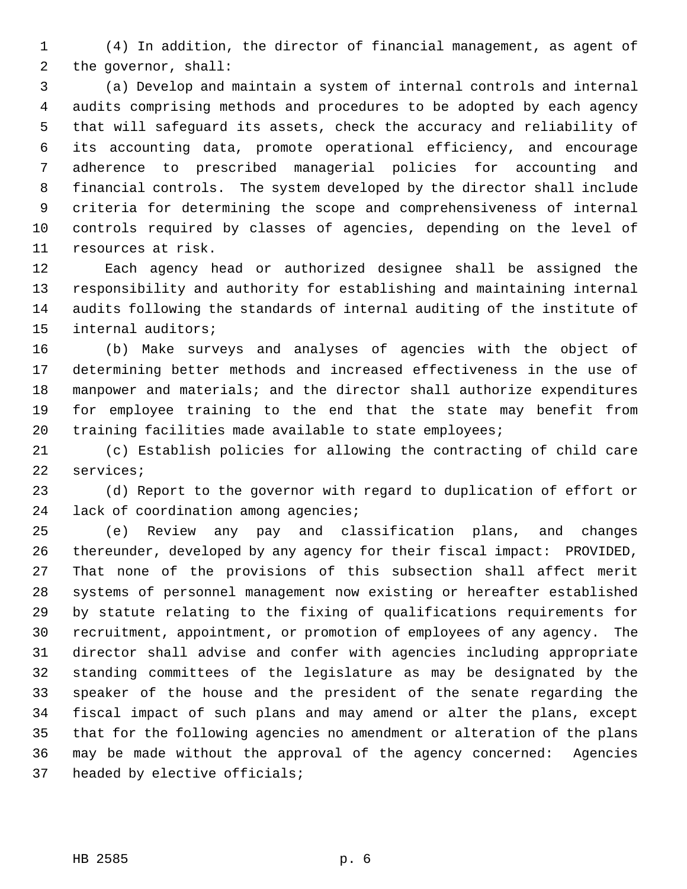(4) In addition, the director of financial management, as agent of the governor, shall:

(a) Develop and maintain a system of internal controls and internal audits comprising methods and procedures to be adopted by each agency that will safeguard its assets, check the accuracy and reliability of its accounting data, promote operational efficiency, and encourage adherence to prescribed managerial policies for accounting and financial controls. The system developed by the director shall include criteria for determining the scope and comprehensiveness of internal controls required by classes of agencies, depending on the level of resources at risk.

Each agency head or authorized designee shall be assigned the responsibility and authority for establishing and maintaining internal audits following the standards of internal auditing of the institute of internal auditors;

(b) Make surveys and analyses of agencies with the object of determining better methods and increased effectiveness in the use of manpower and materials; and the director shall authorize expenditures for employee training to the end that the state may benefit from training facilities made available to state employees;

(c) Establish policies for allowing the contracting of child care services;

(d) Report to the governor with regard to duplication of effort or lack of coordination among agencies;

(e) Review any pay and classification plans, and changes thereunder, developed by any agency for their fiscal impact: PROVIDED, That none of the provisions of this subsection shall affect merit systems of personnel management now existing or hereafter established by statute relating to the fixing of qualifications requirements for recruitment, appointment, or promotion of employees of any agency. The director shall advise and confer with agencies including appropriate standing committees of the legislature as may be designated by the speaker of the house and the president of the senate regarding the fiscal impact of such plans and may amend or alter the plans, except that for the following agencies no amendment or alteration of the plans may be made without the approval of the agency concerned: Agencies headed by elective officials;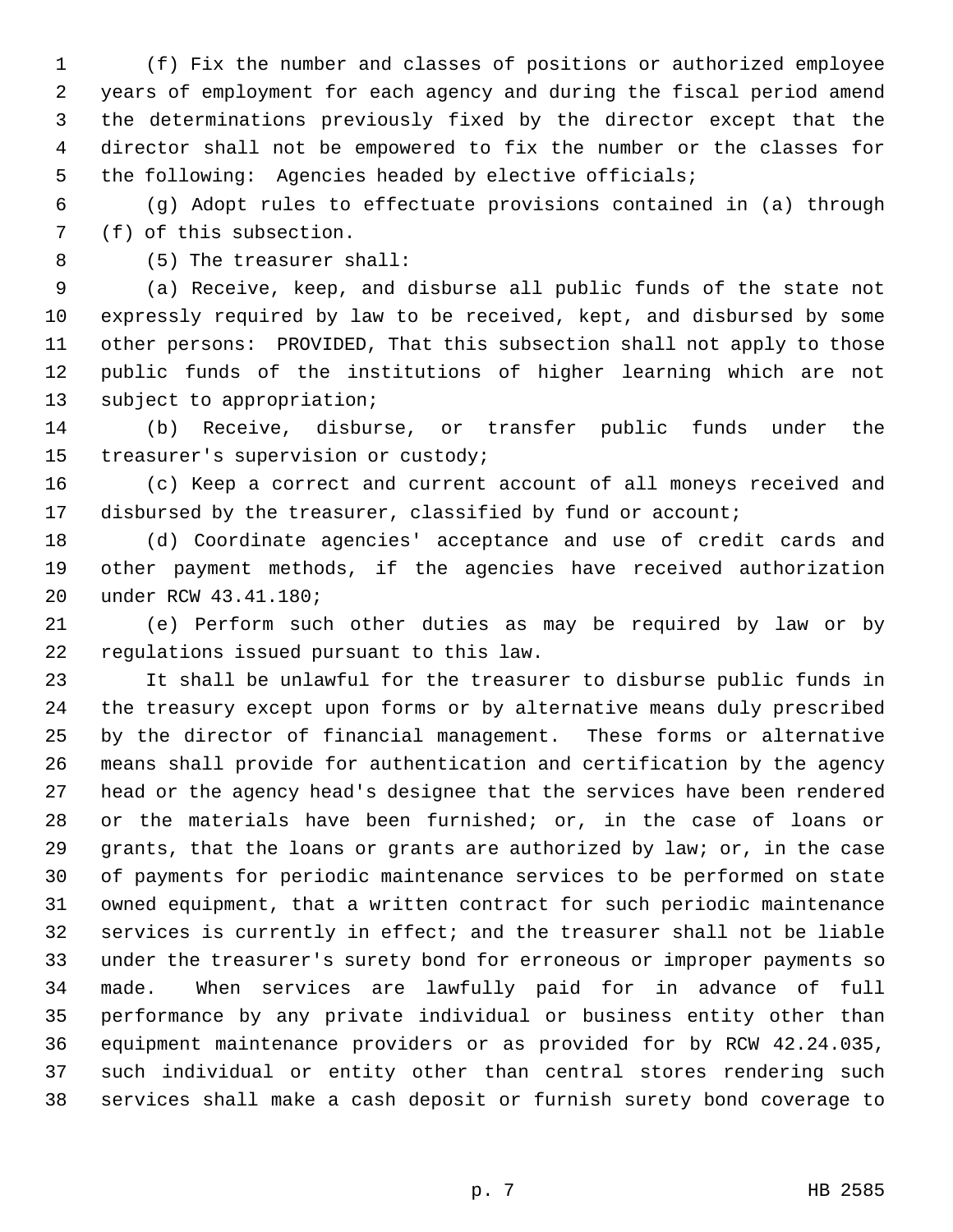(f) Fix the number and classes of positions or authorized employee years of employment for each agency and during the fiscal period amend the determinations previously fixed by the director except that the director shall not be empowered to fix the number or the classes for the following: Agencies headed by elective officials;

(g) Adopt rules to effectuate provisions contained in (a) through (f) of this subsection.

(5) The treasurer shall:

(a) Receive, keep, and disburse all public funds of the state not expressly required by law to be received, kept, and disbursed by some other persons: PROVIDED, That this subsection shall not apply to those public funds of the institutions of higher learning which are not subject to appropriation;

(b) Receive, disburse, or transfer public funds under the treasurer's supervision or custody;

(c) Keep a correct and current account of all moneys received and disbursed by the treasurer, classified by fund or account;

(d) Coordinate agencies' acceptance and use of credit cards and other payment methods, if the agencies have received authorization under RCW 43.41.180;

(e) Perform such other duties as may be required by law or by regulations issued pursuant to this law.

It shall be unlawful for the treasurer to disburse public funds in the treasury except upon forms or by alternative means duly prescribed by the director of financial management. These forms or alternative means shall provide for authentication and certification by the agency head or the agency head's designee that the services have been rendered or the materials have been furnished; or, in the case of loans or grants, that the loans or grants are authorized by law; or, in the case of payments for periodic maintenance services to be performed on state owned equipment, that a written contract for such periodic maintenance services is currently in effect; and the treasurer shall not be liable under the treasurer's surety bond for erroneous or improper payments so made. When services are lawfully paid for in advance of full performance by any private individual or business entity other than equipment maintenance providers or as provided for by RCW 42.24.035, such individual or entity other than central stores rendering such services shall make a cash deposit or furnish surety bond coverage to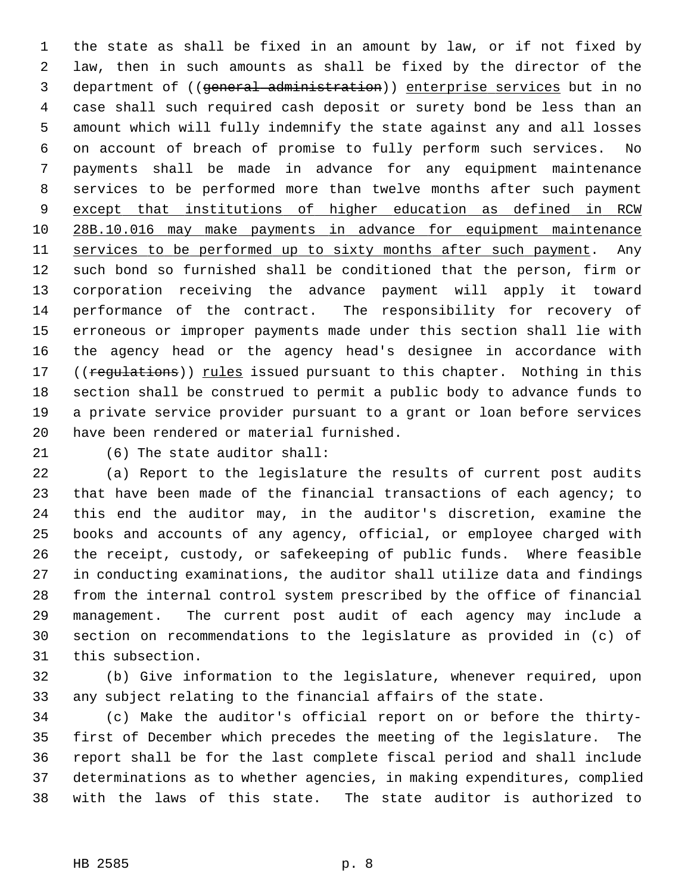the state as shall be fixed in an amount by law, or if not fixed by law, then in such amounts as shall be fixed by the director of the department of ((~~general administration~~)) <u>enterprise services</u> but in no case shall such required cash deposit or surety bond be less than an amount which will fully indemnify the state against any and all losses on account of breach of promise to fully perform such services. No payments shall be made in advance for any equipment maintenance services to be performed more than twelve months after such payment <u>except that institutions of higher education as defined in RCW 28B.10.016 may make payments in advance for equipment maintenance services to be performed up to sixty months after such payment</u>. Any such bond so furnished shall be conditioned that the person, firm or corporation receiving the advance payment will apply it toward performance of the contract. The responsibility for recovery of erroneous or improper payments made under this section shall lie with the agency head or the agency head's designee in accordance with ((~~regulations~~)) <u>rules</u> issued pursuant to this chapter. Nothing in this section shall be construed to permit a public body to advance funds to a private service provider pursuant to a grant or loan before services have been rendered or material furnished.

(6) The state auditor shall:

(a) Report to the legislature the results of current post audits that have been made of the financial transactions of each agency; to this end the auditor may, in the auditor's discretion, examine the books and accounts of any agency, official, or employee charged with the receipt, custody, or safekeeping of public funds. Where feasible in conducting examinations, the auditor shall utilize data and findings from the internal control system prescribed by the office of financial management. The current post audit of each agency may include a section on recommendations to the legislature as provided in (c) of this subsection.

(b) Give information to the legislature, whenever required, upon any subject relating to the financial affairs of the state.

(c) Make the auditor's official report on or before the thirty-first of December which precedes the meeting of the legislature. The report shall be for the last complete fiscal period and shall include determinations as to whether agencies, in making expenditures, complied with the laws of this state. The state auditor is authorized to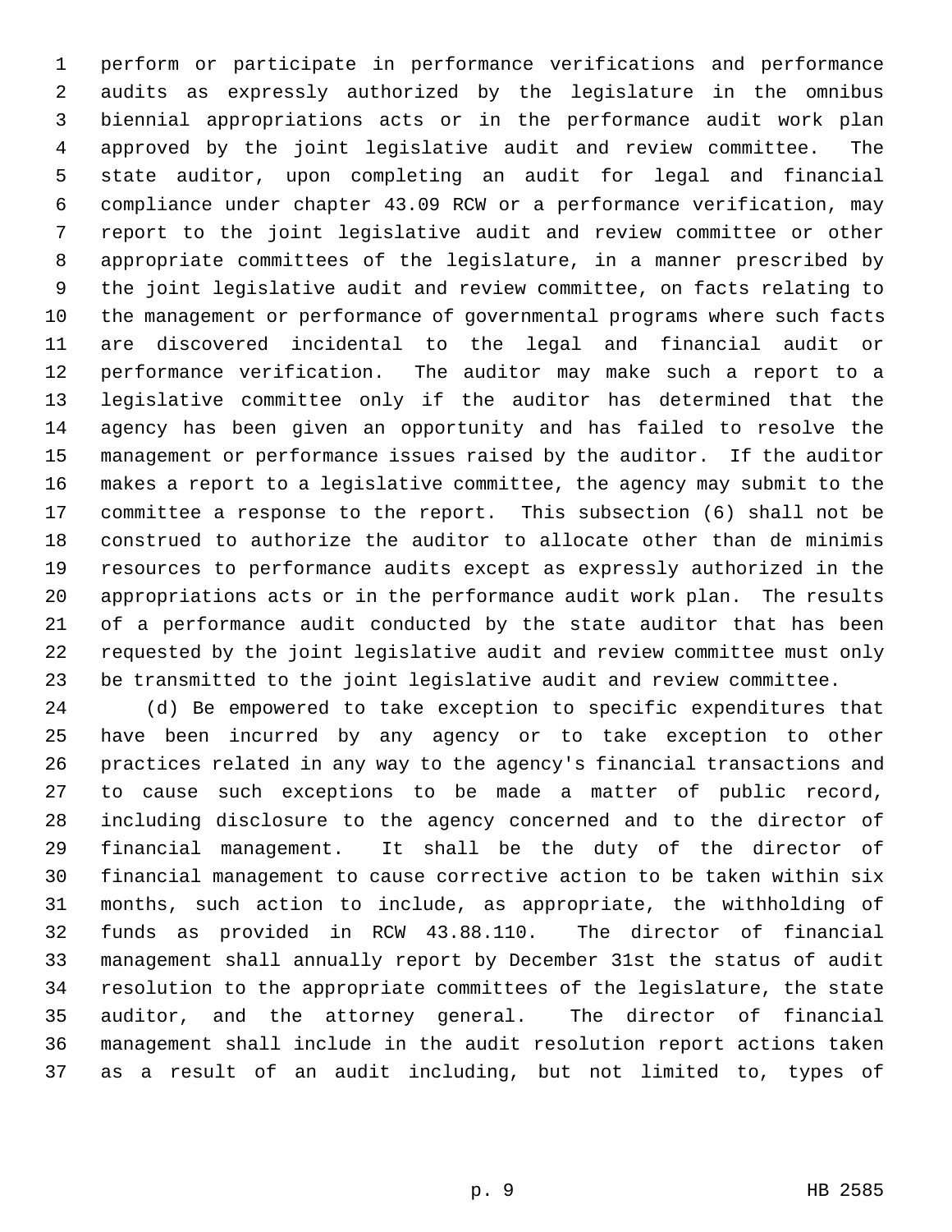perform or participate in performance verifications and performance audits as expressly authorized by the legislature in the omnibus biennial appropriations acts or in the performance audit work plan approved by the joint legislative audit and review committee. The state auditor, upon completing an audit for legal and financial compliance under chapter 43.09 RCW or a performance verification, may report to the joint legislative audit and review committee or other appropriate committees of the legislature, in a manner prescribed by the joint legislative audit and review committee, on facts relating to the management or performance of governmental programs where such facts are discovered incidental to the legal and financial audit or performance verification. The auditor may make such a report to a legislative committee only if the auditor has determined that the agency has been given an opportunity and has failed to resolve the management or performance issues raised by the auditor. If the auditor makes a report to a legislative committee, the agency may submit to the committee a response to the report. This subsection (6) shall not be construed to authorize the auditor to allocate other than de minimis resources to performance audits except as expressly authorized in the appropriations acts or in the performance audit work plan. The results of a performance audit conducted by the state auditor that has been requested by the joint legislative audit and review committee must only be transmitted to the joint legislative audit and review committee.

(d) Be empowered to take exception to specific expenditures that have been incurred by any agency or to take exception to other practices related in any way to the agency's financial transactions and to cause such exceptions to be made a matter of public record, including disclosure to the agency concerned and to the director of financial management. It shall be the duty of the director of financial management to cause corrective action to be taken within six months, such action to include, as appropriate, the withholding of funds as provided in RCW 43.88.110. The director of financial management shall annually report by December 31st the status of audit resolution to the appropriate committees of the legislature, the state auditor, and the attorney general. The director of financial management shall include in the audit resolution report actions taken as a result of an audit including, but not limited to, types of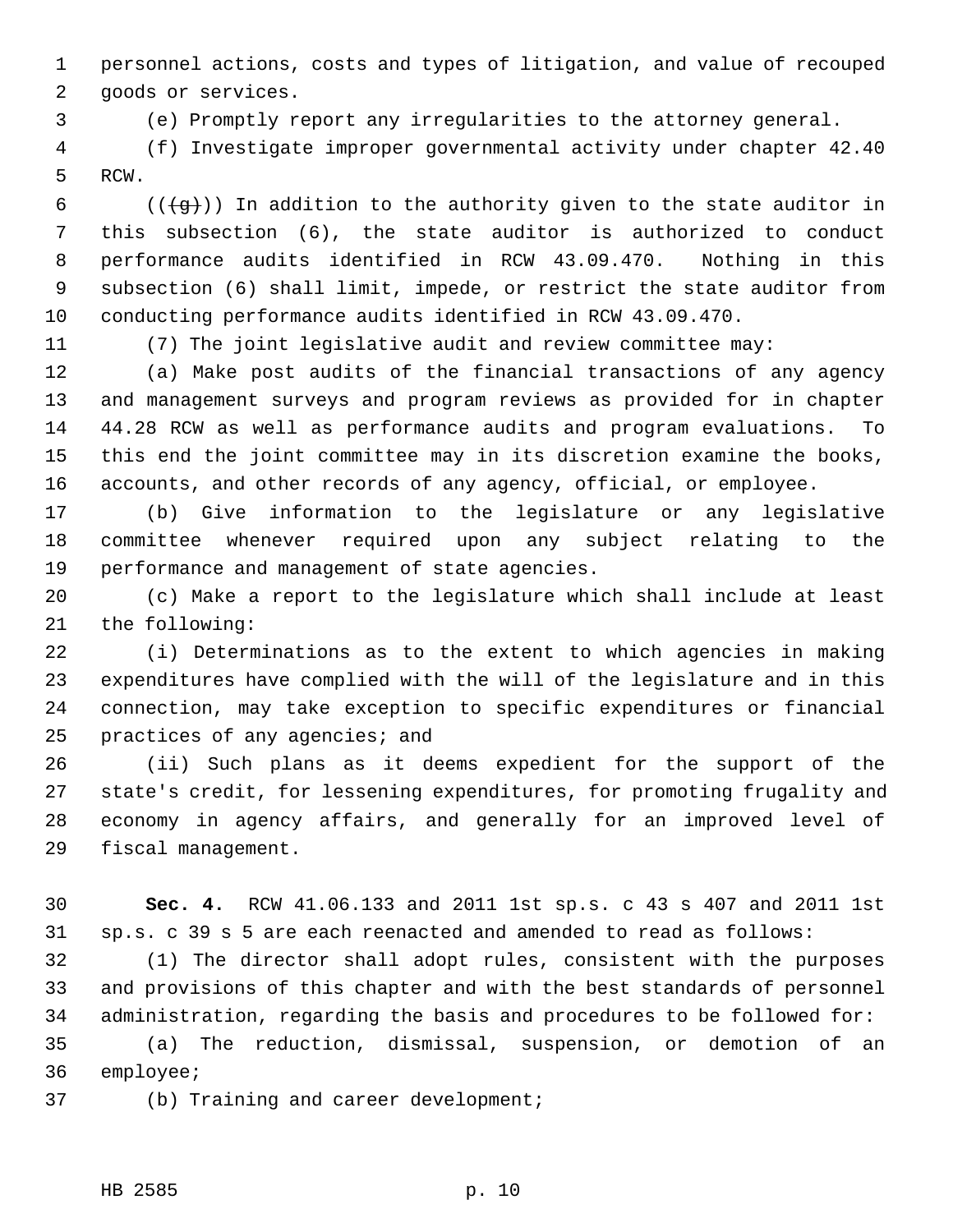personnel actions, costs and types of litigation, and value of recouped goods or services.

(e) Promptly report any irregularities to the attorney general.

(f) Investigate improper governmental activity under chapter 42.40 RCW.

(((g))) In addition to the authority given to the state auditor in this subsection (6), the state auditor is authorized to conduct performance audits identified in RCW 43.09.470. Nothing in this subsection (6) shall limit, impede, or restrict the state auditor from conducting performance audits identified in RCW 43.09.470.

(7) The joint legislative audit and review committee may:

(a) Make post audits of the financial transactions of any agency and management surveys and program reviews as provided for in chapter 44.28 RCW as well as performance audits and program evaluations. To this end the joint committee may in its discretion examine the books, accounts, and other records of any agency, official, or employee.

(b) Give information to the legislature or any legislative committee whenever required upon any subject relating to the performance and management of state agencies.

(c) Make a report to the legislature which shall include at least the following:

(i) Determinations as to the extent to which agencies in making expenditures have complied with the will of the legislature and in this connection, may take exception to specific expenditures or financial practices of any agencies; and

(ii) Such plans as it deems expedient for the support of the state's credit, for lessening expenditures, for promoting frugality and economy in agency affairs, and generally for an improved level of fiscal management.

**Sec. 4.** RCW 41.06.133 and 2011 1st sp.s. c 43 s 407 and 2011 1st sp.s. c 39 s 5 are each reenacted and amended to read as follows:

(1) The director shall adopt rules, consistent with the purposes and provisions of this chapter and with the best standards of personnel administration, regarding the basis and procedures to be followed for:

(a) The reduction, dismissal, suspension, or demotion of an employee;

(b) Training and career development;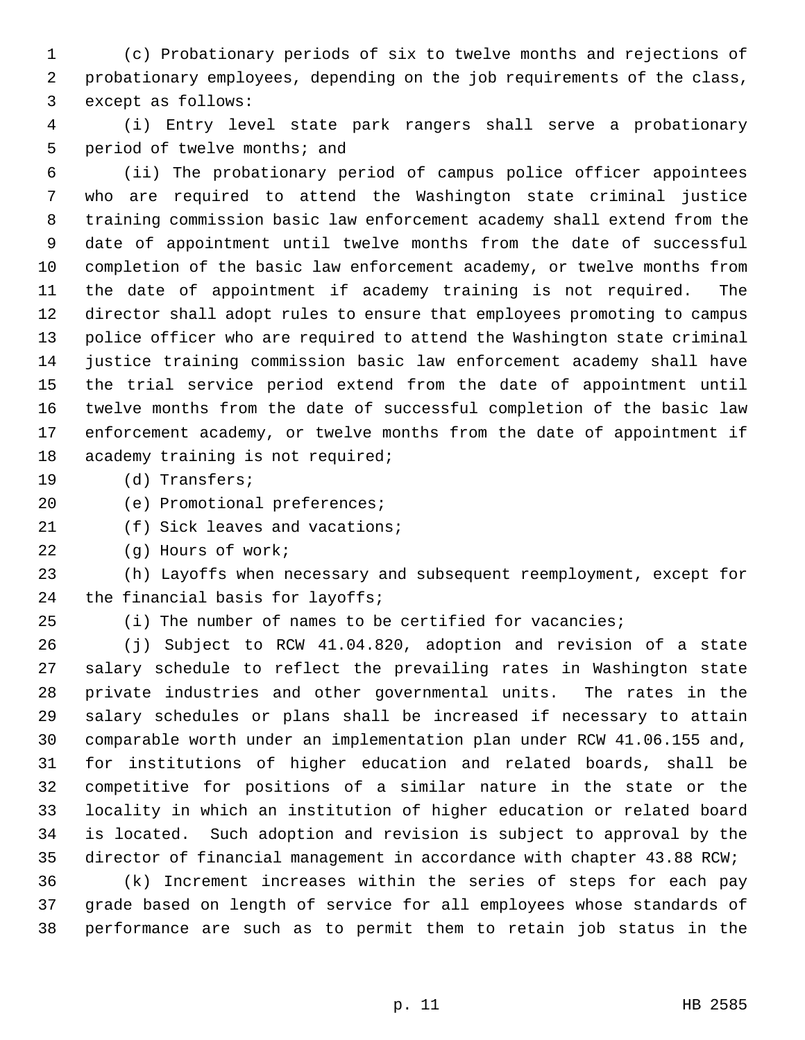(c) Probationary periods of six to twelve months and rejections of probationary employees, depending on the job requirements of the class, except as follows:

(i) Entry level state park rangers shall serve a probationary period of twelve months; and

(ii) The probationary period of campus police officer appointees who are required to attend the Washington state criminal justice training commission basic law enforcement academy shall extend from the date of appointment until twelve months from the date of successful completion of the basic law enforcement academy, or twelve months from the date of appointment if academy training is not required. The director shall adopt rules to ensure that employees promoting to campus police officer who are required to attend the Washington state criminal justice training commission basic law enforcement academy shall have the trial service period extend from the date of appointment until twelve months from the date of successful completion of the basic law enforcement academy, or twelve months from the date of appointment if academy training is not required;

(d) Transfers;

(e) Promotional preferences;

(f) Sick leaves and vacations;

(g) Hours of work;

(h) Layoffs when necessary and subsequent reemployment, except for the financial basis for layoffs;

(i) The number of names to be certified for vacancies;

(j) Subject to RCW 41.04.820, adoption and revision of a state salary schedule to reflect the prevailing rates in Washington state private industries and other governmental units. The rates in the salary schedules or plans shall be increased if necessary to attain comparable worth under an implementation plan under RCW 41.06.155 and, for institutions of higher education and related boards, shall be competitive for positions of a similar nature in the state or the locality in which an institution of higher education or related board is located. Such adoption and revision is subject to approval by the director of financial management in accordance with chapter 43.88 RCW;

(k) Increment increases within the series of steps for each pay grade based on length of service for all employees whose standards of performance are such as to permit them to retain job status in the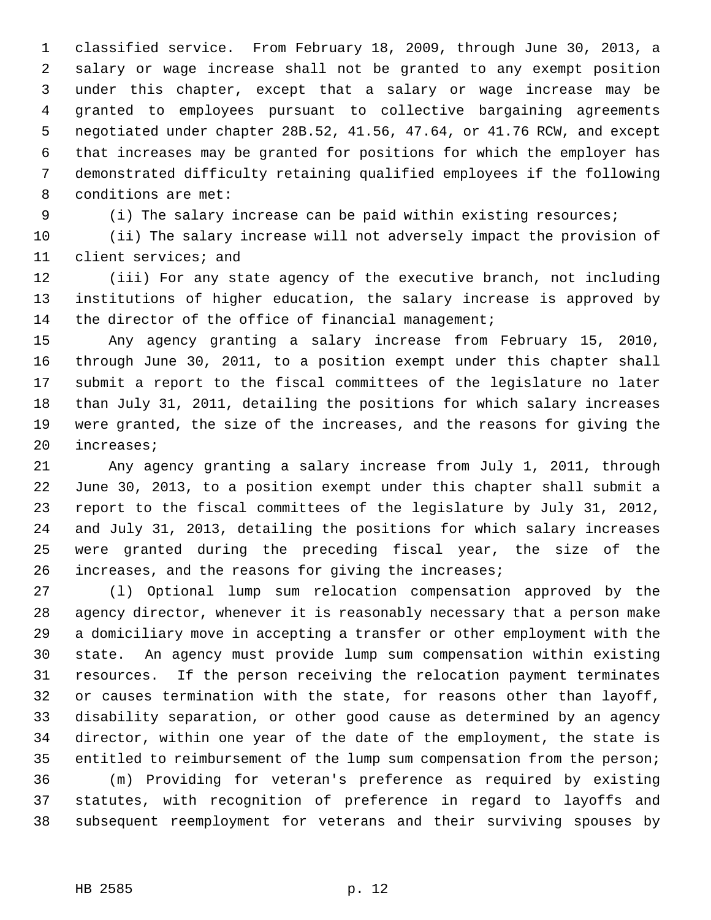classified service. From February 18, 2009, through June 30, 2013, a salary or wage increase shall not be granted to any exempt position under this chapter, except that a salary or wage increase may be granted to employees pursuant to collective bargaining agreements negotiated under chapter 28B.52, 41.56, 47.64, or 41.76 RCW, and except that increases may be granted for positions for which the employer has demonstrated difficulty retaining qualified employees if the following conditions are met:

(i) The salary increase can be paid within existing resources;

(ii) The salary increase will not adversely impact the provision of client services; and

(iii) For any state agency of the executive branch, not including institutions of higher education, the salary increase is approved by the director of the office of financial management;

Any agency granting a salary increase from February 15, 2010, through June 30, 2011, to a position exempt under this chapter shall submit a report to the fiscal committees of the legislature no later than July 31, 2011, detailing the positions for which salary increases were granted, the size of the increases, and the reasons for giving the increases;

Any agency granting a salary increase from July 1, 2011, through June 30, 2013, to a position exempt under this chapter shall submit a report to the fiscal committees of the legislature by July 31, 2012, and July 31, 2013, detailing the positions for which salary increases were granted during the preceding fiscal year, the size of the increases, and the reasons for giving the increases;

(l) Optional lump sum relocation compensation approved by the agency director, whenever it is reasonably necessary that a person make a domiciliary move in accepting a transfer or other employment with the state. An agency must provide lump sum compensation within existing resources. If the person receiving the relocation payment terminates or causes termination with the state, for reasons other than layoff, disability separation, or other good cause as determined by an agency director, within one year of the date of the employment, the state is entitled to reimbursement of the lump sum compensation from the person;

(m) Providing for veteran's preference as required by existing statutes, with recognition of preference in regard to layoffs and subsequent reemployment for veterans and their surviving spouses by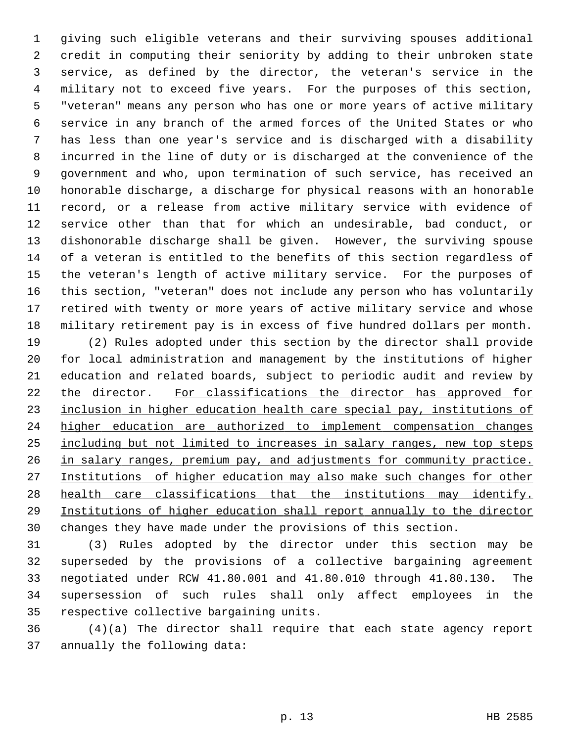giving such eligible veterans and their surviving spouses additional credit in computing their seniority by adding to their unbroken state service, as defined by the director, the veteran's service in the military not to exceed five years. For the purposes of this section, "veteran" means any person who has one or more years of active military service in any branch of the armed forces of the United States or who has less than one year's service and is discharged with a disability incurred in the line of duty or is discharged at the convenience of the government and who, upon termination of such service, has received an honorable discharge, a discharge for physical reasons with an honorable record, or a release from active military service with evidence of service other than that for which an undesirable, bad conduct, or dishonorable discharge shall be given. However, the surviving spouse of a veteran is entitled to the benefits of this section regardless of the veteran's length of active military service. For the purposes of this section, "veteran" does not include any person who has voluntarily retired with twenty or more years of active military service and whose military retirement pay is in excess of five hundred dollars per month.

(2) Rules adopted under this section by the director shall provide for local administration and management by the institutions of higher education and related boards, subject to periodic audit and review by the director. <u>For classifications the director has approved for inclusion in higher education health care special pay, institutions of higher education are authorized to implement compensation changes including but not limited to increases in salary ranges, new top steps in salary ranges, premium pay, and adjustments for community practice. Institutions of higher education may also make such changes for other health care classifications that the institutions may identify. Institutions of higher education shall report annually to the director changes they have made under the provisions of this section.</u>

(3) Rules adopted by the director under this section may be superseded by the provisions of a collective bargaining agreement negotiated under RCW 41.80.001 and 41.80.010 through 41.80.130. The supersession of such rules shall only affect employees in the respective collective bargaining units.

(4)(a) The director shall require that each state agency report annually the following data: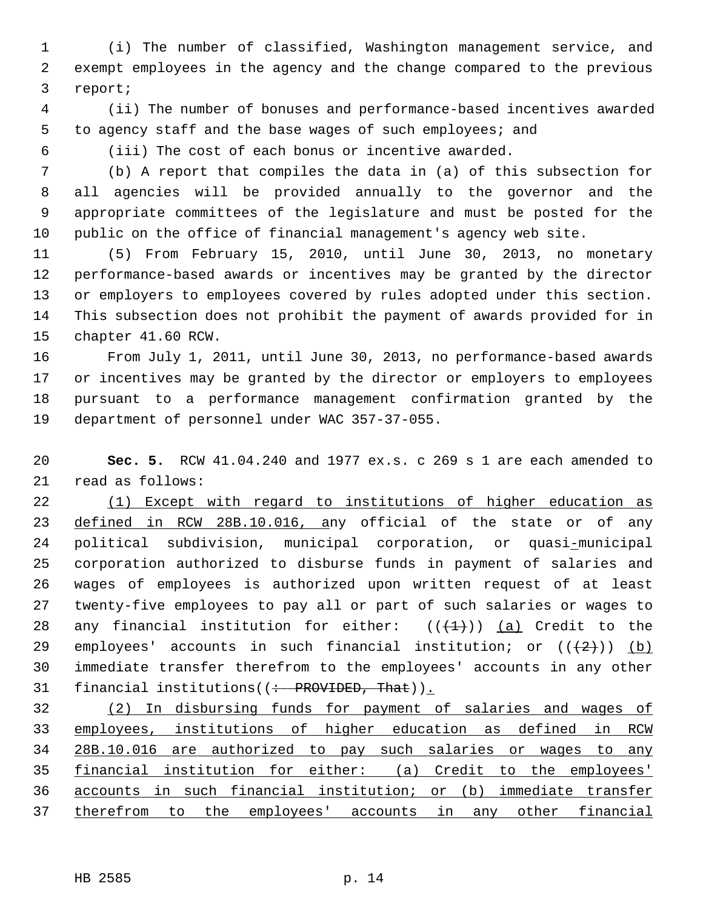(i) The number of classified, Washington management service, and exempt employees in the agency and the change compared to the previous report;

(ii) The number of bonuses and performance-based incentives awarded to agency staff and the base wages of such employees; and

(iii) The cost of each bonus or incentive awarded.

(b) A report that compiles the data in (a) of this subsection for all agencies will be provided annually to the governor and the appropriate committees of the legislature and must be posted for the public on the office of financial management's agency web site.

(5) From February 15, 2010, until June 30, 2013, no monetary performance-based awards or incentives may be granted by the director or employers to employees covered by rules adopted under this section. This subsection does not prohibit the payment of awards provided for in chapter 41.60 RCW.

From July 1, 2011, until June 30, 2013, no performance-based awards or incentives may be granted by the director or employers to employees pursuant to a performance management confirmation granted by the department of personnel under WAC 357-37-055.

**Sec. 5.** RCW 41.04.240 and 1977 ex.s. c 269 s 1 are each amended to read as follows:

<u>(1) Except with regard to institutions of higher education as defined in RCW 28B.10.016, a</u>ny official of the state or of any political subdivision, municipal corporation, or quasi<u>-</u>municipal corporation authorized to disburse funds in payment of salaries and wages of employees is authorized upon written request of at least twenty-five employees to pay all or part of such salaries or wages to any financial institution for either: ((~~(1)~~)) <u>(a)</u> Credit to the employees' accounts in such financial institution; or ((~~(2)~~)) <u>(b)</u> immediate transfer therefrom to the employees' accounts in any other financial institutions((~~: PROVIDED, That~~))<u>.</u>

<u>(2) In disbursing funds for payment of salaries and wages of employees, institutions of higher education as defined in RCW 28B.10.016 are authorized to pay such salaries or wages to any financial institution for either: (a) Credit to the employees' accounts in such financial institution; or (b) immediate transfer therefrom to the employees' accounts in any other financial</u>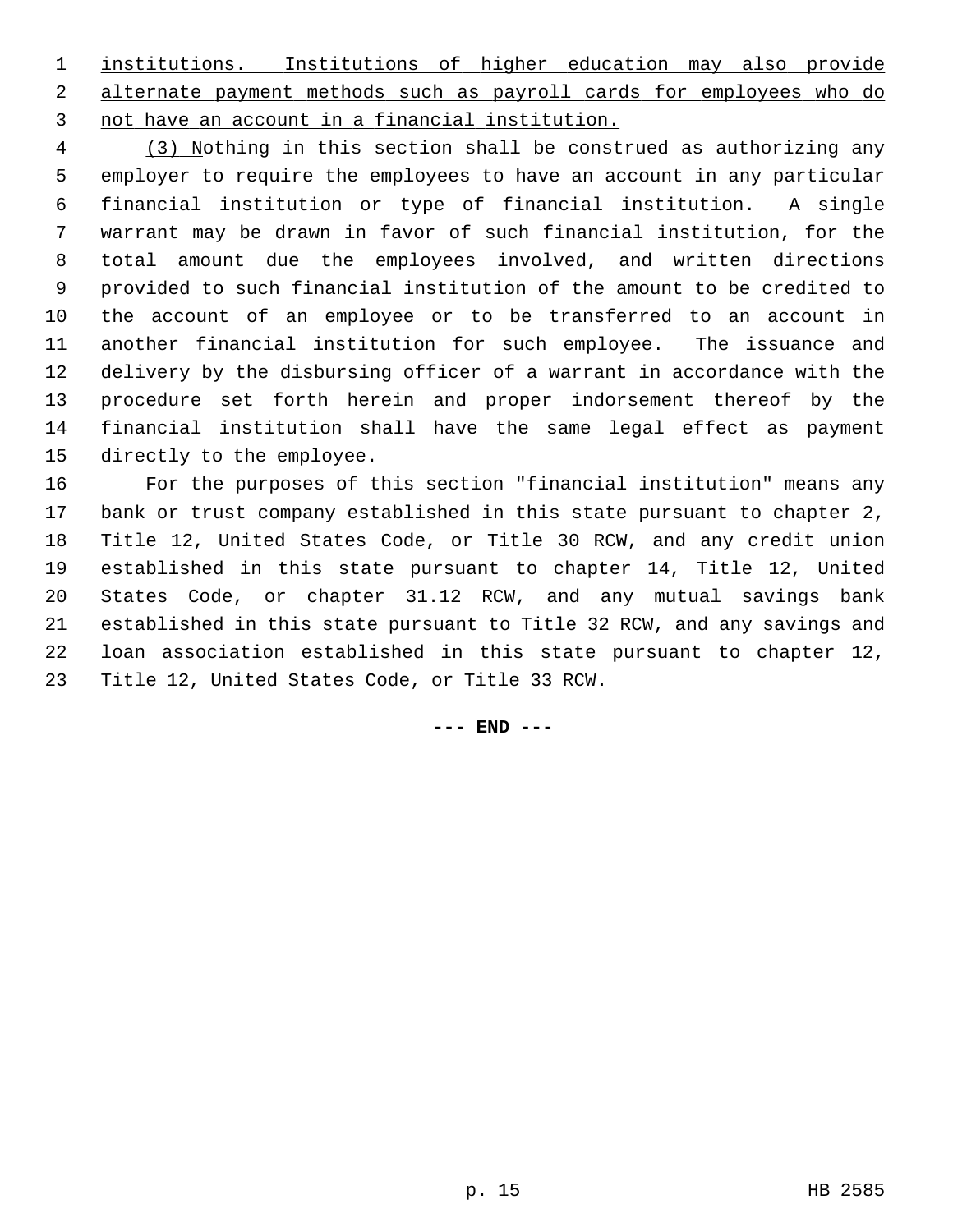institutions. Institutions of higher education may also provide alternate payment methods such as payroll cards for employees who do not have an account in a financial institution.

(3) Nothing in this section shall be construed as authorizing any employer to require the employees to have an account in any particular financial institution or type of financial institution. A single warrant may be drawn in favor of such financial institution, for the total amount due the employees involved, and written directions provided to such financial institution of the amount to be credited to the account of an employee or to be transferred to an account in another financial institution for such employee. The issuance and delivery by the disbursing officer of a warrant in accordance with the procedure set forth herein and proper indorsement thereof by the financial institution shall have the same legal effect as payment directly to the employee.

For the purposes of this section "financial institution" means any bank or trust company established in this state pursuant to chapter 2, Title 12, United States Code, or Title 30 RCW, and any credit union established in this state pursuant to chapter 14, Title 12, United States Code, or chapter 31.12 RCW, and any mutual savings bank established in this state pursuant to Title 32 RCW, and any savings and loan association established in this state pursuant to chapter 12, Title 12, United States Code, or Title 33 RCW.

**--- END ---**